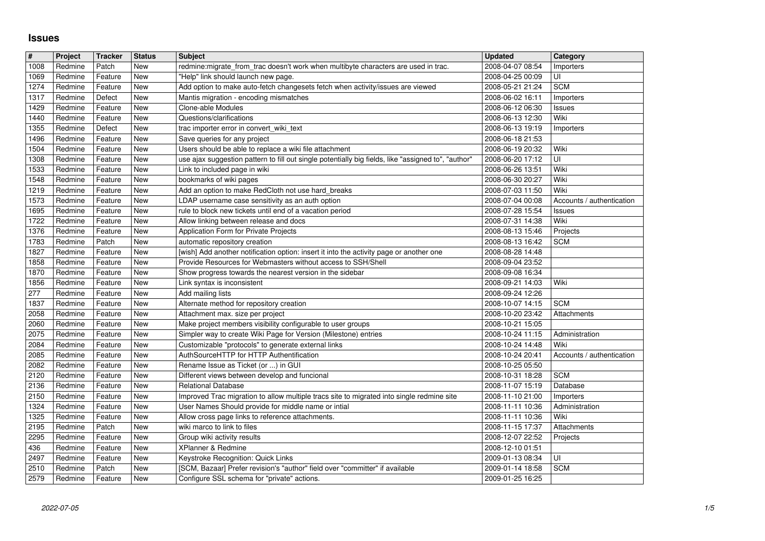# Issues

| # | Project | Tracker | Status | Subject | Updated | Category |
|---|---|---|---|---|---|---|
| 1008 | Redmine | Patch | New | redmine:migrate_from_trac doesn't work when multibyte characters are used in trac. | 2008-04-07 08:54 | Importers |
| 1069 | Redmine | Feature | New | "Help" link should launch new page. | 2008-04-25 00:09 | UI |
| 1274 | Redmine | Feature | New | Add option to make auto-fetch changesets fetch when activity/issues are viewed | 2008-05-21 21:24 | SCM |
| 1317 | Redmine | Defect | New | Mantis migration - encoding mismatches | 2008-06-02 16:11 | Importers |
| 1429 | Redmine | Feature | New | Clone-able Modules | 2008-06-12 06:30 | Issues |
| 1440 | Redmine | Feature | New | Questions/clarifications | 2008-06-13 12:30 | Wiki |
| 1355 | Redmine | Defect | New | trac importer error in convert_wiki_text | 2008-06-13 19:19 | Importers |
| 1496 | Redmine | Feature | New | Save queries for any project | 2008-06-18 21:53 | |
| 1504 | Redmine | Feature | New | Users should be able to replace a wiki file attachment | 2008-06-19 20:32 | Wiki |
| 1308 | Redmine | Feature | New | use ajax suggestion pattern to fill out single potentially big fields, like "assigned to", "author" | 2008-06-20 17:12 | UI |
| 1533 | Redmine | Feature | New | Link to included page in wiki | 2008-06-26 13:51 | Wiki |
| 1548 | Redmine | Feature | New | bookmarks of wiki pages | 2008-06-30 20:27 | Wiki |
| 1219 | Redmine | Feature | New | Add an option to make RedCloth not use hard_breaks | 2008-07-03 11:50 | Wiki |
| 1573 | Redmine | Feature | New | LDAP username case sensitivity as an auth option | 2008-07-04 00:08 | Accounts / authentication |
| 1695 | Redmine | Feature | New | rule to block new tickets until end of a vacation period | 2008-07-28 15:54 | Issues |
| 1722 | Redmine | Feature | New | Allow linking between release and docs | 2008-07-31 14:38 | Wiki |
| 1376 | Redmine | Feature | New | Application Form for Private Projects | 2008-08-13 15:46 | Projects |
| 1783 | Redmine | Patch | New | automatic repository creation | 2008-08-13 16:42 | SCM |
| 1827 | Redmine | Feature | New | [wish] Add another notification option: insert it into the activity page or another one | 2008-08-28 14:48 | |
| 1858 | Redmine | Feature | New | Provide Resources for Webmasters without access to SSH/Shell | 2008-09-04 23:52 | |
| 1870 | Redmine | Feature | New | Show progress towards the nearest version in the sidebar | 2008-09-08 16:34 | |
| 1856 | Redmine | Feature | New | Link syntax is inconsistent | 2008-09-21 14:03 | Wiki |
| 277 | Redmine | Feature | New | Add mailing lists | 2008-09-24 12:26 | |
| 1837 | Redmine | Feature | New | Alternate method for repository creation | 2008-10-07 14:15 | SCM |
| 2058 | Redmine | Feature | New | Attachment max. size per project | 2008-10-20 23:42 | Attachments |
| 2060 | Redmine | Feature | New | Make project members visibility configurable to user groups | 2008-10-21 15:05 | |
| 2075 | Redmine | Feature | New | Simpler way to create Wiki Page for Version (Milestone) entries | 2008-10-24 11:15 | Administration |
| 2084 | Redmine | Feature | New | Customizable "protocols" to generate external links | 2008-10-24 14:48 | Wiki |
| 2085 | Redmine | Feature | New | AuthSourceHTTP for HTTP Authentification | 2008-10-24 20:41 | Accounts / authentication |
| 2082 | Redmine | Feature | New | Rename Issue as Ticket (or ...) in GUI | 2008-10-25 05:50 | |
| 2120 | Redmine | Feature | New | Different views between develop and funcional | 2008-10-31 18:28 | SCM |
| 2136 | Redmine | Feature | New | Relational Database | 2008-11-07 15:19 | Database |
| 2150 | Redmine | Feature | New | Improved Trac migration to allow multiple tracs site to migrated into single redmine site | 2008-11-10 21:00 | Importers |
| 1324 | Redmine | Feature | New | User Names Should provide for middle name or intial | 2008-11-11 10:36 | Administration |
| 1325 | Redmine | Feature | New | Allow cross page links to reference attachments. | 2008-11-11 10:36 | Wiki |
| 2195 | Redmine | Patch | New | wiki marco to link to files | 2008-11-15 17:37 | Attachments |
| 2295 | Redmine | Feature | New | Group wiki activity results | 2008-12-07 22:52 | Projects |
| 436 | Redmine | Feature | New | XPlanner & Redmine | 2008-12-10 01:51 | |
| 2497 | Redmine | Feature | New | Keystroke Recognition: Quick Links | 2009-01-13 08:34 | UI |
| 2510 | Redmine | Patch | New | [SCM, Bazaar] Prefer revision's "author" field over "committer" if available | 2009-01-14 18:58 | SCM |
| 2579 | Redmine | Feature | New | Configure SSL schema for "private" actions. | 2009-01-25 16:25 | |

2022-07-05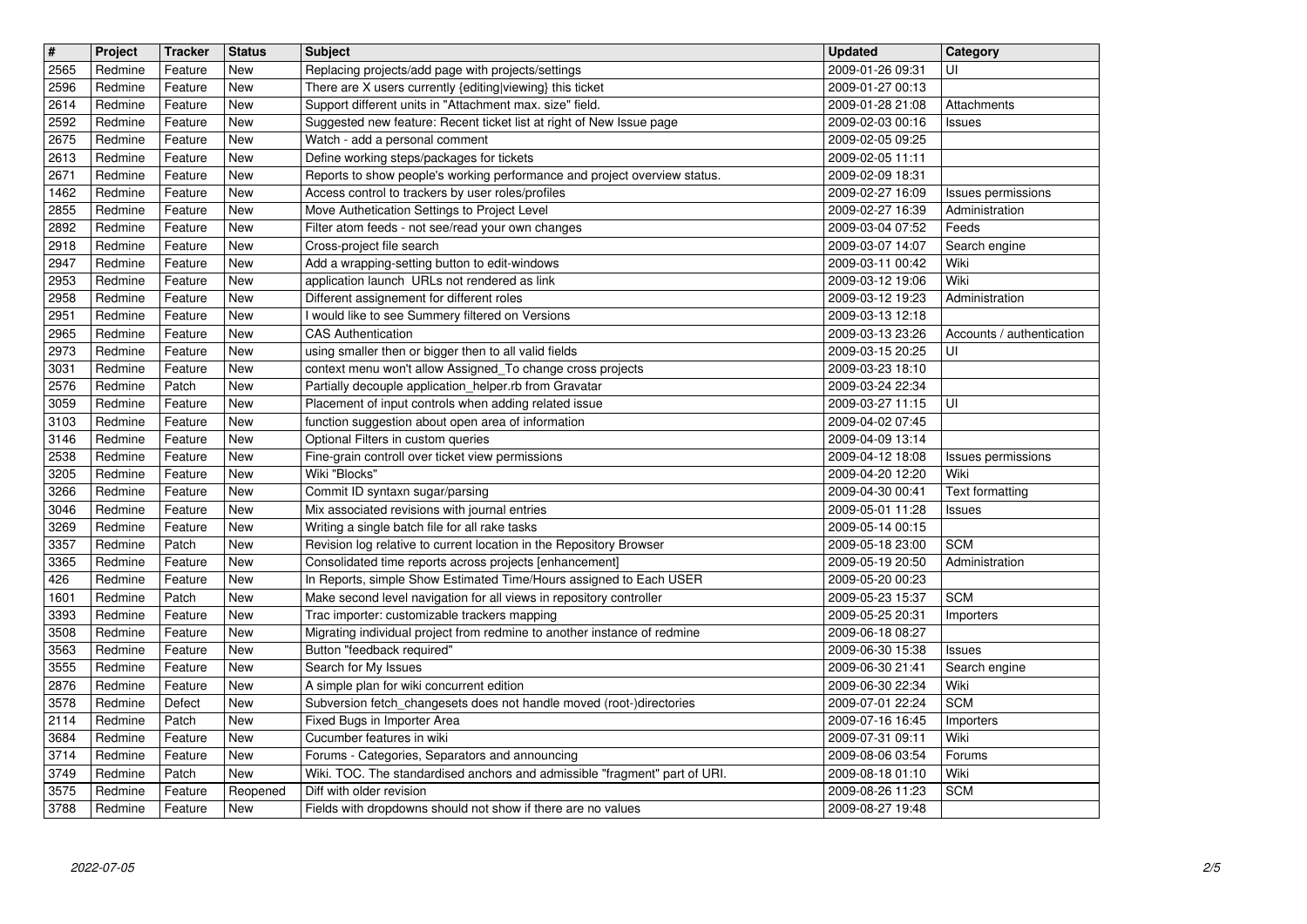| # | Project | Tracker | Status | Subject | Updated | Category |
|---|---|---|---|---|---|---|
| 2565 | Redmine | Feature | New | Replacing projects/add page with projects/settings | 2009-01-26 09:31 | UI |
| 2596 | Redmine | Feature | New | There are X users currently {editing|viewing} this ticket | 2009-01-27 00:13 | |
| 2614 | Redmine | Feature | New | Support different units in "Attachment max. size" field. | 2009-01-28 21:08 | Attachments |
| 2592 | Redmine | Feature | New | Suggested new feature: Recent ticket list at right of New Issue page | 2009-02-03 00:16 | Issues |
| 2675 | Redmine | Feature | New | Watch - add a personal comment | 2009-02-05 09:25 | |
| 2613 | Redmine | Feature | New | Define working steps/packages for tickets | 2009-02-05 11:11 | |
| 2671 | Redmine | Feature | New | Reports to show people's working performance and project overview status. | 2009-02-09 18:31 | |
| 1462 | Redmine | Feature | New | Access control to trackers by user roles/profiles | 2009-02-27 16:09 | Issues permissions |
| 2855 | Redmine | Feature | New | Move Authetication Settings to Project Level | 2009-02-27 16:39 | Administration |
| 2892 | Redmine | Feature | New | Filter atom feeds - not see/read your own changes | 2009-03-04 07:52 | Feeds |
| 2918 | Redmine | Feature | New | Cross-project file search | 2009-03-07 14:07 | Search engine |
| 2947 | Redmine | Feature | New | Add a wrapping-setting button to edit-windows | 2009-03-11 00:42 | Wiki |
| 2953 | Redmine | Feature | New | application launch URLs not rendered as link | 2009-03-12 19:06 | Wiki |
| 2958 | Redmine | Feature | New | Different assignement for different roles | 2009-03-12 19:23 | Administration |
| 2951 | Redmine | Feature | New | I would like to see Summery filtered on Versions | 2009-03-13 12:18 | |
| 2965 | Redmine | Feature | New | CAS Authentication | 2009-03-13 23:26 | Accounts / authentication |
| 2973 | Redmine | Feature | New | using smaller then or bigger then to all valid fields | 2009-03-15 20:25 | UI |
| 3031 | Redmine | Feature | New | context menu won't allow Assigned_To change cross projects | 2009-03-23 18:10 | |
| 2576 | Redmine | Patch | New | Partially decouple application_helper.rb from Gravatar | 2009-03-24 22:34 | |
| 3059 | Redmine | Feature | New | Placement of input controls when adding related issue | 2009-03-27 11:15 | UI |
| 3103 | Redmine | Feature | New | function suggestion about open area of information | 2009-04-02 07:45 | |
| 3146 | Redmine | Feature | New | Optional Filters in custom queries | 2009-04-09 13:14 | |
| 2538 | Redmine | Feature | New | Fine-grain controll over ticket view permissions | 2009-04-12 18:08 | Issues permissions |
| 3205 | Redmine | Feature | New | Wiki "Blocks" | 2009-04-20 12:20 | Wiki |
| 3266 | Redmine | Feature | New | Commit ID syntaxn sugar/parsing | 2009-04-30 00:41 | Text formatting |
| 3046 | Redmine | Feature | New | Mix associated revisions with journal entries | 2009-05-01 11:28 | Issues |
| 3269 | Redmine | Feature | New | Writing a single batch file for all rake tasks | 2009-05-14 00:15 | |
| 3357 | Redmine | Patch | New | Revision log relative to current location in the Repository Browser | 2009-05-18 23:00 | SCM |
| 3365 | Redmine | Feature | New | Consolidated time reports across projects [enhancement] | 2009-05-19 20:50 | Administration |
| 426 | Redmine | Feature | New | In Reports, simple Show Estimated Time/Hours assigned to Each USER | 2009-05-20 00:23 | |
| 1601 | Redmine | Patch | New | Make second level navigation for all views in repository controller | 2009-05-23 15:37 | SCM |
| 3393 | Redmine | Feature | New | Trac importer: customizable trackers mapping | 2009-05-25 20:31 | Importers |
| 3508 | Redmine | Feature | New | Migrating individual project from redmine to another instance of redmine | 2009-06-18 08:27 | |
| 3563 | Redmine | Feature | New | Button "feedback required" | 2009-06-30 15:38 | Issues |
| 3555 | Redmine | Feature | New | Search for My Issues | 2009-06-30 21:41 | Search engine |
| 2876 | Redmine | Feature | New | A simple plan for wiki concurrent edition | 2009-06-30 22:34 | Wiki |
| 3578 | Redmine | Defect | New | Subversion fetch_changesets does not handle moved (root-)directories | 2009-07-01 22:24 | SCM |
| 2114 | Redmine | Patch | New | Fixed Bugs in Importer Area | 2009-07-16 16:45 | Importers |
| 3684 | Redmine | Feature | New | Cucumber features in wiki | 2009-07-31 09:11 | Wiki |
| 3714 | Redmine | Feature | New | Forums - Categories, Separators and announcing | 2009-08-06 03:54 | Forums |
| 3749 | Redmine | Patch | New | Wiki. TOC. The standardised anchors and admissible "fragment" part of URI. | 2009-08-18 01:10 | Wiki |
| 3575 | Redmine | Feature | Reopened | Diff with older revision | 2009-08-26 11:23 | SCM |
| 3788 | Redmine | Feature | New | Fields with dropdowns should not show if there are no values | 2009-08-27 19:48 | |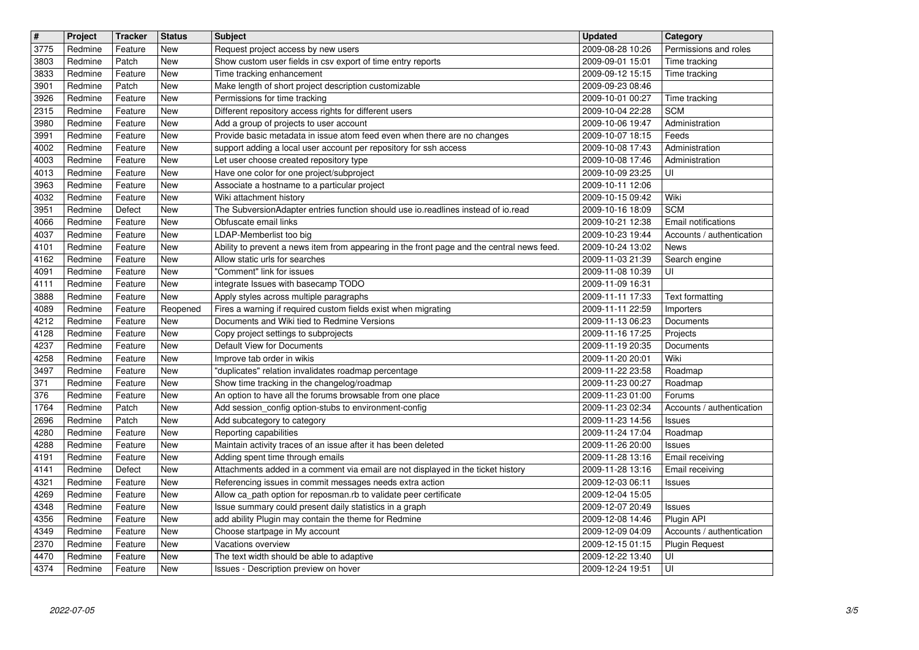| # | Project | Tracker | Status | Subject | Updated | Category |
| --- | --- | --- | --- | --- | --- | --- |
| 3775 | Redmine | Feature | New | Request project access by new users | 2009-08-28 10:26 | Permissions and roles |
| 3803 | Redmine | Patch | New | Show custom user fields in csv export of time entry reports | 2009-09-01 15:01 | Time tracking |
| 3833 | Redmine | Feature | New | Time tracking enhancement | 2009-09-12 15:15 | Time tracking |
| 3901 | Redmine | Patch | New | Make length of short project description customizable | 2009-09-23 08:46 | |
| 3926 | Redmine | Feature | New | Permissions for time tracking | 2009-10-01 00:27 | Time tracking |
| 2315 | Redmine | Feature | New | Different repository access rights for different users | 2009-10-04 22:28 | SCM |
| 3980 | Redmine | Feature | New | Add a group of projects to user account | 2009-10-06 19:47 | Administration |
| 3991 | Redmine | Feature | New | Provide basic metadata in issue atom feed even when there are no changes | 2009-10-07 18:15 | Feeds |
| 4002 | Redmine | Feature | New | support adding a local user account per repository for ssh access | 2009-10-08 17:43 | Administration |
| 4003 | Redmine | Feature | New | Let user choose created repository type | 2009-10-08 17:46 | Administration |
| 4013 | Redmine | Feature | New | Have one color for one project/subproject | 2009-10-09 23:25 | UI |
| 3963 | Redmine | Feature | New | Associate a hostname to a particular project | 2009-10-11 12:06 | |
| 4032 | Redmine | Feature | New | Wiki attachment history | 2009-10-15 09:42 | Wiki |
| 3951 | Redmine | Defect | New | The SubversionAdapter entries function should use io.readlines instead of io.read | 2009-10-16 18:09 | SCM |
| 4066 | Redmine | Feature | New | Obfuscate email links | 2009-10-21 12:38 | Email notifications |
| 4037 | Redmine | Feature | New | LDAP-Memberlist too big | 2009-10-23 19:44 | Accounts / authentication |
| 4101 | Redmine | Feature | New | Ability to prevent a news item from appearing in the front page and the central news feed. | 2009-10-24 13:02 | News |
| 4162 | Redmine | Feature | New | Allow static urls for searches | 2009-11-03 21:39 | Search engine |
| 4091 | Redmine | Feature | New | "Comment" link for issues | 2009-11-08 10:39 | UI |
| 4111 | Redmine | Feature | New | integrate Issues with basecamp TODO | 2009-11-09 16:31 | |
| 3888 | Redmine | Feature | New | Apply styles across multiple paragraphs | 2009-11-11 17:33 | Text formatting |
| 4089 | Redmine | Feature | Reopened | Fires a warning if required custom fields exist when migrating | 2009-11-11 22:59 | Importers |
| 4212 | Redmine | Feature | New | Documents and Wiki tied to Redmine Versions | 2009-11-13 06:23 | Documents |
| 4128 | Redmine | Feature | New | Copy project settings to subprojects | 2009-11-16 17:25 | Projects |
| 4237 | Redmine | Feature | New | Default View for Documents | 2009-11-19 20:35 | Documents |
| 4258 | Redmine | Feature | New | Improve tab order in wikis | 2009-11-20 20:01 | Wiki |
| 3497 | Redmine | Feature | New | "duplicates" relation invalidates roadmap percentage | 2009-11-22 23:58 | Roadmap |
| 371 | Redmine | Feature | New | Show time tracking in the changelog/roadmap | 2009-11-23 00:27 | Roadmap |
| 376 | Redmine | Feature | New | An option to have all the forums browsable from one place | 2009-11-23 01:00 | Forums |
| 1764 | Redmine | Patch | New | Add session_config option-stubs to environment-config | 2009-11-23 02:34 | Accounts / authentication |
| 2696 | Redmine | Patch | New | Add subcategory to category | 2009-11-23 14:56 | Issues |
| 4280 | Redmine | Feature | New | Reporting capabilities | 2009-11-24 17:04 | Roadmap |
| 4288 | Redmine | Feature | New | Maintain activity traces of an issue after it has been deleted | 2009-11-26 20:00 | Issues |
| 4191 | Redmine | Feature | New | Adding spent time through emails | 2009-11-28 13:16 | Email receiving |
| 4141 | Redmine | Defect | New | Attachments added in a comment via email are not displayed in the ticket history | 2009-11-28 13:16 | Email receiving |
| 4321 | Redmine | Feature | New | Referencing issues in commit messages needs extra action | 2009-12-03 06:11 | Issues |
| 4269 | Redmine | Feature | New | Allow ca_path option for reposman.rb to validate peer certificate | 2009-12-04 15:05 | |
| 4348 | Redmine | Feature | New | Issue summary could present daily statistics in a graph | 2009-12-07 20:49 | Issues |
| 4356 | Redmine | Feature | New | add ability Plugin may contain the theme for Redmine | 2009-12-08 14:46 | Plugin API |
| 4349 | Redmine | Feature | New | Choose startpage in My account | 2009-12-09 04:09 | Accounts / authentication |
| 2370 | Redmine | Feature | New | Vacations overview | 2009-12-15 01:15 | Plugin Request |
| 4470 | Redmine | Feature | New | The text width should be able to adaptive | 2009-12-22 13:40 | UI |
| 4374 | Redmine | Feature | New | Issues - Description preview on hover | 2009-12-24 19:51 | UI |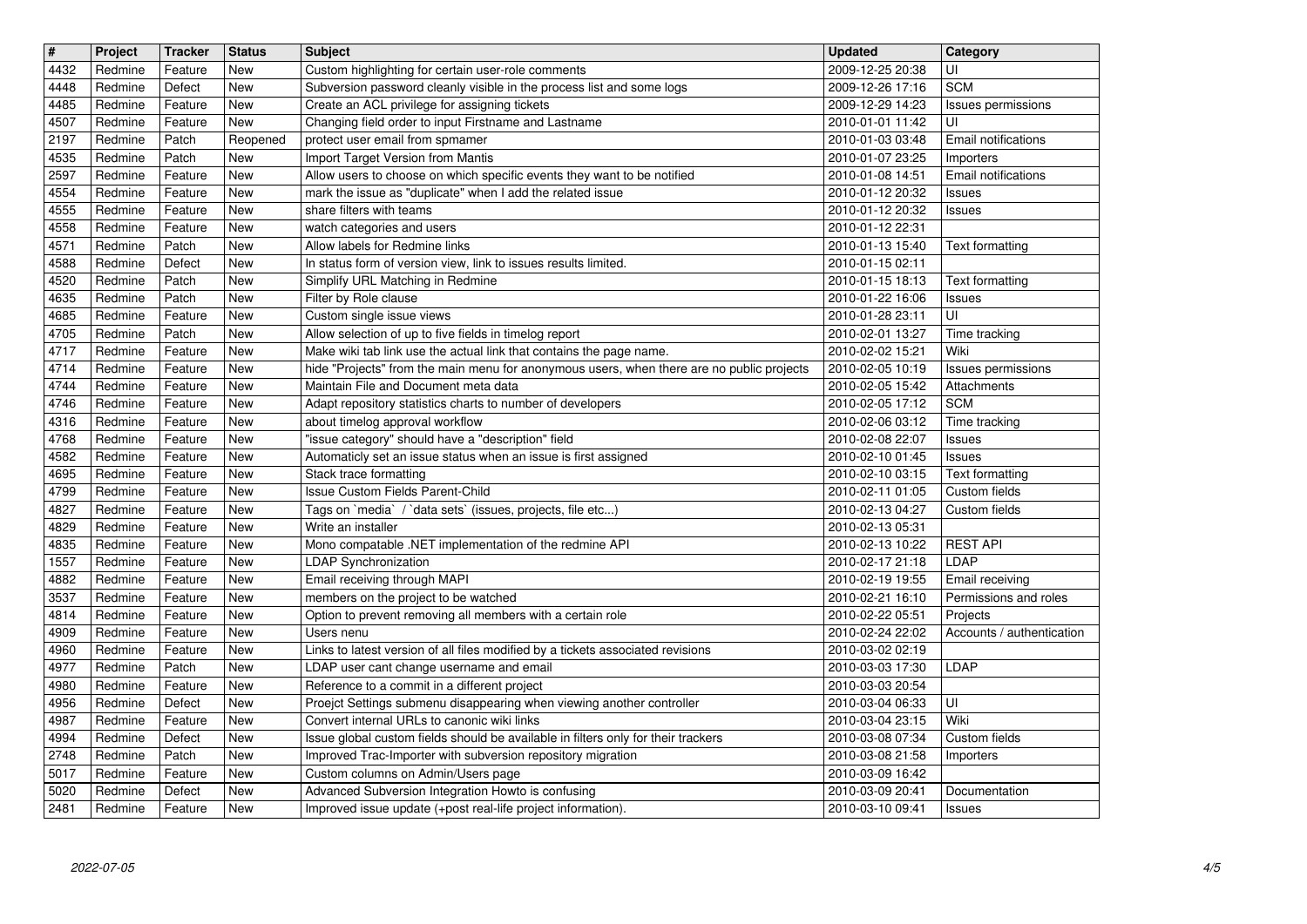| # | Project | Tracker | Status | Subject | Updated | Category |
| --- | --- | --- | --- | --- | --- | --- |
| 4432 | Redmine | Feature | New | Custom highlighting for certain user-role comments | 2009-12-25 20:38 | UI |
| 4448 | Redmine | Defect | New | Subversion password cleanly visible in the process list and some logs | 2009-12-26 17:16 | SCM |
| 4485 | Redmine | Feature | New | Create an ACL privilege for assigning tickets | 2009-12-29 14:23 | Issues permissions |
| 4507 | Redmine | Feature | New | Changing field order to input Firstname and Lastname | 2010-01-01 11:42 | UI |
| 2197 | Redmine | Patch | Reopened | protect user email from spmamer | 2010-01-03 03:48 | Email notifications |
| 4535 | Redmine | Patch | New | Import Target Version from Mantis | 2010-01-07 23:25 | Importers |
| 2597 | Redmine | Feature | New | Allow users to choose on which specific events they want to be notified | 2010-01-08 14:51 | Email notifications |
| 4554 | Redmine | Feature | New | mark the issue as "duplicate" when I add the related issue | 2010-01-12 20:32 | Issues |
| 4555 | Redmine | Feature | New | share filters with teams | 2010-01-12 20:32 | Issues |
| 4558 | Redmine | Feature | New | watch categories and users | 2010-01-12 22:31 | |
| 4571 | Redmine | Patch | New | Allow labels for Redmine links | 2010-01-13 15:40 | Text formatting |
| 4588 | Redmine | Defect | New | In status form of version view, link to issues results limited. | 2010-01-15 02:11 | |
| 4520 | Redmine | Patch | New | Simplify URL Matching in Redmine | 2010-01-15 18:13 | Text formatting |
| 4635 | Redmine | Patch | New | Filter by Role clause | 2010-01-22 16:06 | Issues |
| 4685 | Redmine | Feature | New | Custom single issue views | 2010-01-28 23:11 | UI |
| 4705 | Redmine | Patch | New | Allow selection of up to five fields in timelog report | 2010-02-01 13:27 | Time tracking |
| 4717 | Redmine | Feature | New | Make wiki tab link use the actual link that contains the page name. | 2010-02-02 15:21 | Wiki |
| 4714 | Redmine | Feature | New | hide "Projects" from the main menu for anonymous users, when there are no public projects | 2010-02-05 10:19 | Issues permissions |
| 4744 | Redmine | Feature | New | Maintain File and Document meta data | 2010-02-05 15:42 | Attachments |
| 4746 | Redmine | Feature | New | Adapt repository statistics charts to number of developers | 2010-02-05 17:12 | SCM |
| 4316 | Redmine | Feature | New | about timelog approval workflow | 2010-02-06 03:12 | Time tracking |
| 4768 | Redmine | Feature | New | "issue category" should have a "description" field | 2010-02-08 22:07 | Issues |
| 4582 | Redmine | Feature | New | Automaticly set an issue status when an issue is first assigned | 2010-02-10 01:45 | Issues |
| 4695 | Redmine | Feature | New | Stack trace formatting | 2010-02-10 03:15 | Text formatting |
| 4799 | Redmine | Feature | New | Issue Custom Fields Parent-Child | 2010-02-11 01:05 | Custom fields |
| 4827 | Redmine | Feature | New | Tags on `media` / `data sets` (issues, projects, file etc...) | 2010-02-13 04:27 | Custom fields |
| 4829 | Redmine | Feature | New | Write an installer | 2010-02-13 05:31 | |
| 4835 | Redmine | Feature | New | Mono compatable .NET implementation of the redmine API | 2010-02-13 10:22 | REST API |
| 1557 | Redmine | Feature | New | LDAP Synchronization | 2010-02-17 21:18 | LDAP |
| 4882 | Redmine | Feature | New | Email receiving through MAPI | 2010-02-19 19:55 | Email receiving |
| 3537 | Redmine | Feature | New | members on the project to be watched | 2010-02-21 16:10 | Permissions and roles |
| 4814 | Redmine | Feature | New | Option to prevent removing all members with a certain role | 2010-02-22 05:51 | Projects |
| 4909 | Redmine | Feature | New | Users nenu | 2010-02-24 22:02 | Accounts / authentication |
| 4960 | Redmine | Feature | New | Links to latest version of all files modified by a tickets associated revisions | 2010-03-02 02:19 | |
| 4977 | Redmine | Patch | New | LDAP user cant change username and email | 2010-03-03 17:30 | LDAP |
| 4980 | Redmine | Feature | New | Reference to a commit in a different project | 2010-03-03 20:54 | |
| 4956 | Redmine | Defect | New | Proejct Settings submenu disappearing when viewing another controller | 2010-03-04 06:33 | UI |
| 4987 | Redmine | Feature | New | Convert internal URLs to canonic wiki links | 2010-03-04 23:15 | Wiki |
| 4994 | Redmine | Defect | New | Issue global custom fields should be available in filters only for their trackers | 2010-03-08 07:34 | Custom fields |
| 2748 | Redmine | Patch | New | Improved Trac-Importer with subversion repository migration | 2010-03-08 21:58 | Importers |
| 5017 | Redmine | Feature | New | Custom columns on Admin/Users page | 2010-03-09 16:42 | |
| 5020 | Redmine | Defect | New | Advanced Subversion Integration Howto is confusing | 2010-03-09 20:41 | Documentation |
| 2481 | Redmine | Feature | New | Improved issue update (+post real-life project information). | 2010-03-10 09:41 | Issues |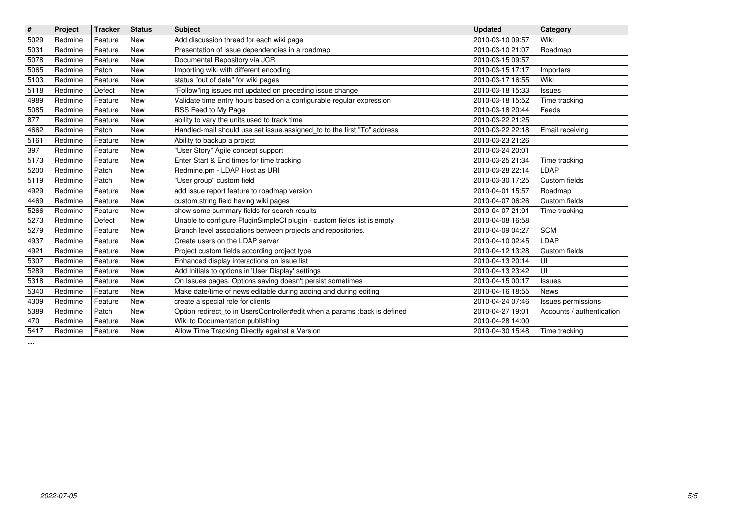| # | Project | Tracker | Status | Subject | Updated | Category |
|---|---|---|---|---|---|---|
| 5029 | Redmine | Feature | New | Add discussion thread for each wiki page | 2010-03-10 09:57 | Wiki |
| 5031 | Redmine | Feature | New | Presentation of issue dependencies in a roadmap | 2010-03-10 21:07 | Roadmap |
| 5078 | Redmine | Feature | New | Documental Repository vía JCR | 2010-03-15 09:57 | |
| 5065 | Redmine | Patch | New | Importing wiki with different encoding | 2010-03-15 17:17 | Importers |
| 5103 | Redmine | Feature | New | status "out of date" for wiki pages | 2010-03-17 16:55 | Wiki |
| 5118 | Redmine | Defect | New | "Follow"ing issues not updated on preceding issue change | 2010-03-18 15:33 | Issues |
| 4989 | Redmine | Feature | New | Validate time entry hours based on a configurable regular expression | 2010-03-18 15:52 | Time tracking |
| 5085 | Redmine | Feature | New | RSS Feed to My Page | 2010-03-18 20:44 | Feeds |
| 877 | Redmine | Feature | New | ability to vary the units used to track time | 2010-03-22 21:25 | |
| 4662 | Redmine | Patch | New | Handled-mail should use set issue.assigned_to to the first "To" address | 2010-03-22 22:18 | Email receiving |
| 5161 | Redmine | Feature | New | Ability to backup a project | 2010-03-23 21:26 | |
| 397 | Redmine | Feature | New | "User Story" Agile concept support | 2010-03-24 20:01 | |
| 5173 | Redmine | Feature | New | Enter Start & End times for time tracking | 2010-03-25 21:34 | Time tracking |
| 5200 | Redmine | Patch | New | Redmine.pm - LDAP Host as URI | 2010-03-28 22:14 | LDAP |
| 5119 | Redmine | Patch | New | "User group" custom field | 2010-03-30 17:25 | Custom fields |
| 4929 | Redmine | Feature | New | add issue report feature to roadmap version | 2010-04-01 15:57 | Roadmap |
| 4469 | Redmine | Feature | New | custom string field having wiki pages | 2010-04-07 06:26 | Custom fields |
| 5266 | Redmine | Feature | New | show some summary fields for search results | 2010-04-07 21:01 | Time tracking |
| 5273 | Redmine | Defect | New | Unable to configure PluginSimpleCI plugin - custom fields list is empty | 2010-04-08 16:58 | |
| 5279 | Redmine | Feature | New | Branch level associations between projects and repositories. | 2010-04-09 04:27 | SCM |
| 4937 | Redmine | Feature | New | Create users on the LDAP server | 2010-04-10 02:45 | LDAP |
| 4921 | Redmine | Feature | New | Project custom fields according project type | 2010-04-12 13:28 | Custom fields |
| 5307 | Redmine | Feature | New | Enhanced display interactions on issue list | 2010-04-13 20:14 | UI |
| 5289 | Redmine | Feature | New | Add Initials to options in 'User Display' settings | 2010-04-13 23:42 | UI |
| 5318 | Redmine | Feature | New | On Issues pages, Options saving doesn't persist sometimes | 2010-04-15 00:17 | Issues |
| 5340 | Redmine | Feature | New | Make date/time of news editable during adding and during editing | 2010-04-16 18:55 | News |
| 4309 | Redmine | Feature | New | create a special role for clients | 2010-04-24 07:46 | Issues permissions |
| 5389 | Redmine | Patch | New | Option redirect_to in UsersController#edit when a params :back is defined | 2010-04-27 19:01 | Accounts / authentication |
| 470 | Redmine | Feature | New | Wiki to Documentation publishing | 2010-04-28 14:00 | |
| 5417 | Redmine | Feature | New | Allow Time Tracking Directly against a Version | 2010-04-30 15:48 | Time tracking |

...